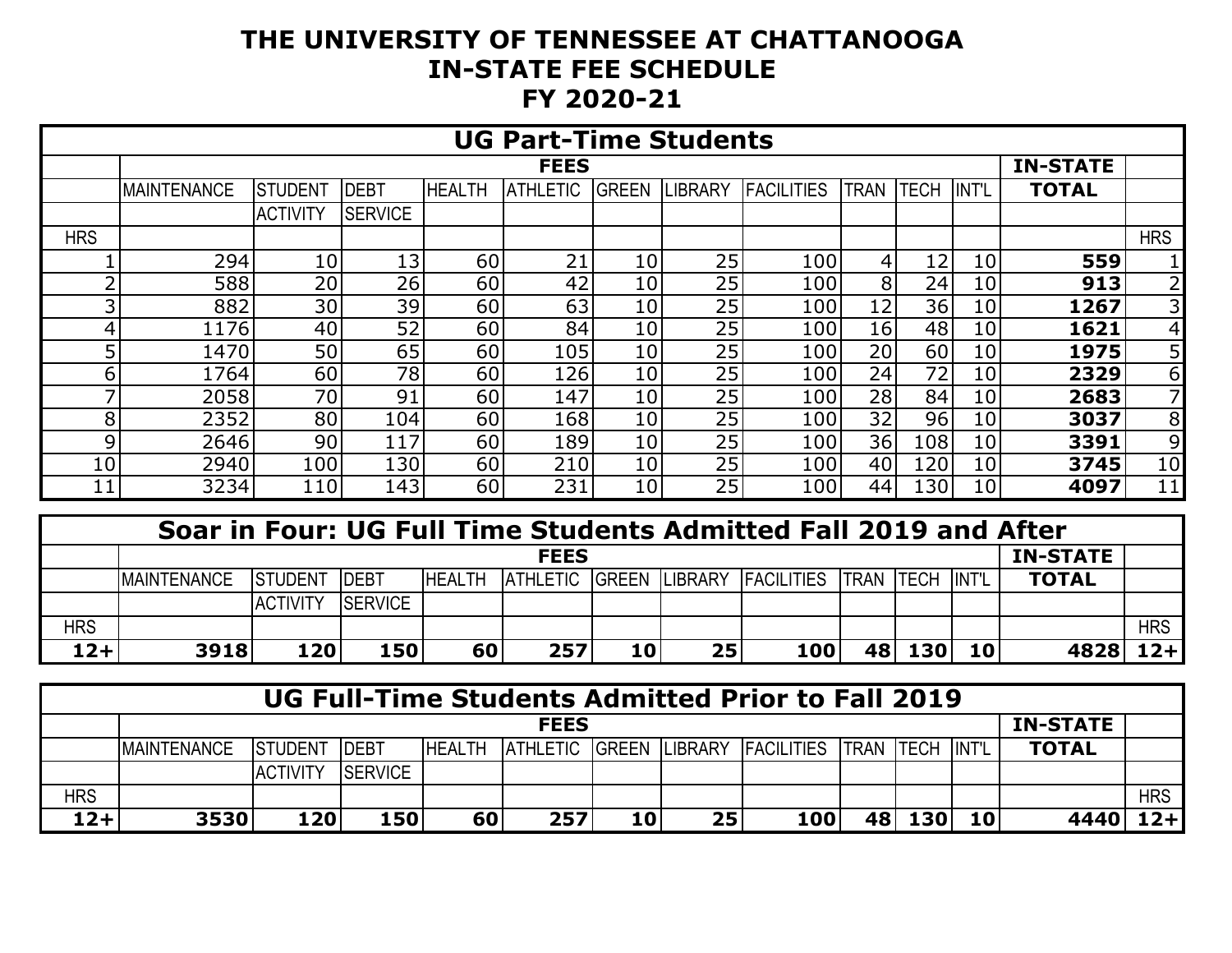# THE UNIVERSITY OF TENNESSEE AT CHATTANOOGA
# IN-STATE FEE SCHEDULE
# FY 2020-21

## UG Part-Time Students

| | FEES | | | | | | | | | | | IN-STATE | |
|---|---|---|---|---|---|---|---|---|---|---|---|---|---|
| | MAINTENANCE | STUDENT ACTIVITY | DEBT SERVICE | HEALTH | ATHLETIC | GREEN | LIBRARY | FACILITIES | TRAN | TECH | INT'L | TOTAL | |
| HRS | | | | | | | | | | | | | HRS |
| 1 | 294 | 10 | 13 | 60 | 21 | 10 | 25 | 100 | 4 | 12 | 10 | **559** | 1 |
| 2 | 588 | 20 | 26 | 60 | 42 | 10 | 25 | 100 | 8 | 24 | 10 | **913** | 2 |
| 3 | 882 | 30 | 39 | 60 | 63 | 10 | 25 | 100 | 12 | 36 | 10 | **1267** | 3 |
| 4 | 1176 | 40 | 52 | 60 | 84 | 10 | 25 | 100 | 16 | 48 | 10 | **1621** | 4 |
| 5 | 1470 | 50 | 65 | 60 | 105 | 10 | 25 | 100 | 20 | 60 | 10 | **1975** | 5 |
| 6 | 1764 | 60 | 78 | 60 | 126 | 10 | 25 | 100 | 24 | 72 | 10 | **2329** | 6 |
| 7 | 2058 | 70 | 91 | 60 | 147 | 10 | 25 | 100 | 28 | 84 | 10 | **2683** | 7 |
| 8 | 2352 | 80 | 104 | 60 | 168 | 10 | 25 | 100 | 32 | 96 | 10 | **3037** | 8 |
| 9 | 2646 | 90 | 117 | 60 | 189 | 10 | 25 | 100 | 36 | 108 | 10 | **3391** | 9 |
| 10 | 2940 | 100 | 130 | 60 | 210 | 10 | 25 | 100 | 40 | 120 | 10 | **3745** | 10 |
| 11 | 3234 | 110 | 143 | 60 | 231 | 10 | 25 | 100 | 44 | 130 | 10 | **4097** | 11 |

## Soar in Four: UG Full Time Students Admitted Fall 2019 and After

| | FEES | | | | | | | | | | | IN-STATE | |
|---|---|---|---|---|---|---|---|---|---|---|---|---|---|
| | MAINTENANCE | STUDENT ACTIVITY | DEBT SERVICE | HEALTH | ATHLETIC | GREEN | LIBRARY | FACILITIES | TRAN | TECH | INT'L | TOTAL | |
| HRS | | | | | | | | | | | | | HRS |
| **12+** | **3918** | **120** | **150** | **60** | **257** | **10** | **25** | **100** | **48** | **130** | **10** | **4828** | **12+** |

## UG Full-Time Students Admitted Prior to Fall 2019

| | FEES | | | | | | | | | | | IN-STATE | |
|---|---|---|---|---|---|---|---|---|---|---|---|---|---|
| | MAINTENANCE | STUDENT ACTIVITY | DEBT SERVICE | HEALTH | ATHLETIC | GREEN | LIBRARY | FACILITIES | TRAN | TECH | INT'L | TOTAL | |
| HRS | | | | | | | | | | | | | HRS |
| **12+** | **3530** | **120** | **150** | **60** | **257** | **10** | **25** | **100** | **48** | **130** | **10** | **4440** | **12+** |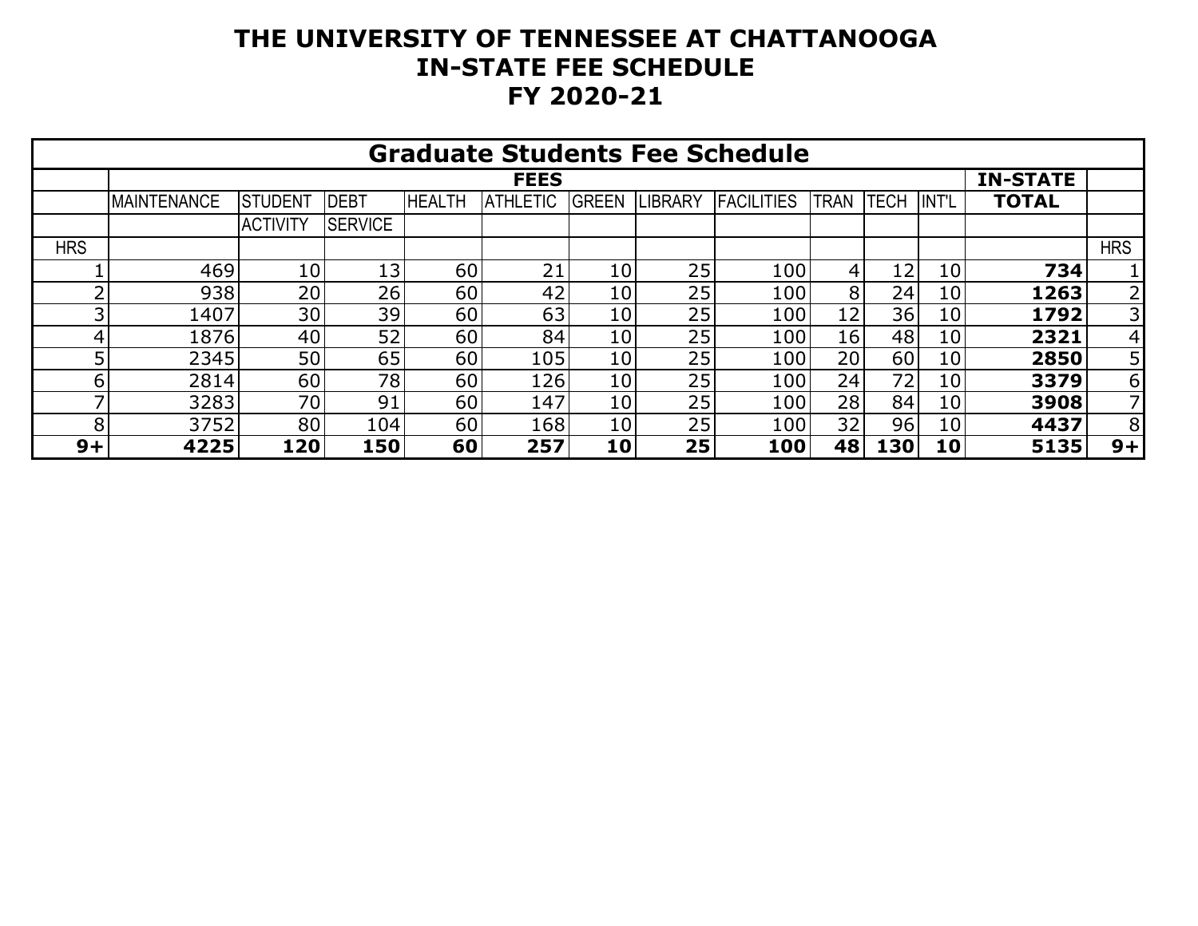# THE UNIVERSITY OF TENNESSEE AT CHATTANOOGA
# IN-STATE FEE SCHEDULE
# FY 2020-21

| Graduate Students Fee Schedule | | | | | | | | | | | | | |
|---|---|---|---|---|---|---|---|---|---|---|---|---|---|
| | FEES | | | | | | | | | | | IN-STATE | |
| | MAINTENANCE | STUDENT ACTIVITY | DEBT SERVICE | HEALTH | ATHLETIC | GREEN | LIBRARY | FACILITIES | TRAN | TECH | INT'L | TOTAL | |
| HRS | | | | | | | | | | | | | HRS |
| 1 | 469 | 10 | 13 | 60 | 21 | 10 | 25 | 100 | 4 | 12 | 10 | **734** | 1 |
| 2 | 938 | 20 | 26 | 60 | 42 | 10 | 25 | 100 | 8 | 24 | 10 | **1263** | 2 |
| 3 | 1407 | 30 | 39 | 60 | 63 | 10 | 25 | 100 | 12 | 36 | 10 | **1792** | 3 |
| 4 | 1876 | 40 | 52 | 60 | 84 | 10 | 25 | 100 | 16 | 48 | 10 | **2321** | 4 |
| 5 | 2345 | 50 | 65 | 60 | 105 | 10 | 25 | 100 | 20 | 60 | 10 | **2850** | 5 |
| 6 | 2814 | 60 | 78 | 60 | 126 | 10 | 25 | 100 | 24 | 72 | 10 | **3379** | 6 |
| 7 | 3283 | 70 | 91 | 60 | 147 | 10 | 25 | 100 | 28 | 84 | 10 | **3908** | 7 |
| 8 | 3752 | 80 | 104 | 60 | 168 | 10 | 25 | 100 | 32 | 96 | 10 | **4437** | 8 |
| **9+** | **4225** | **120** | **150** | **60** | **257** | **10** | **25** | **100** | **48** | **130** | **10** | **5135** | **9+** |